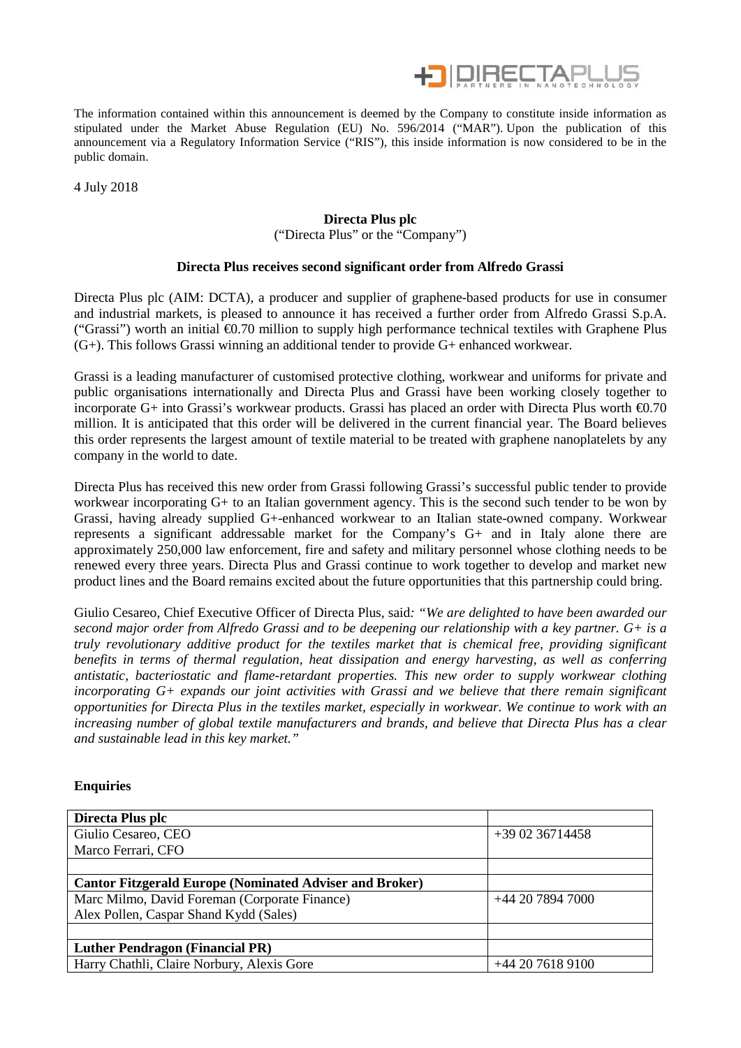The information contained within this announcement is deemed by the Company to constitute inside information as stipulated under the Market Abuse Regulation (EU) No. 596/2014 ("MAR"). Upon the publication of this announcement via a Regulatory Information Service ("RIS"), this inside information is now considered to be in the public domain.

4 July 2018

**Directa Plus plc**

("Directa Plus" or the "Company")

**Directa Plus receives second significant order from Alfredo Grassi**

Directa Plus plc (AIM: DCTA), a producer and supplier of graphene-based products for use in consumer and industrial markets, is pleased to announce it has received a further order from Alfredo Grassi S.p.A. ("Grassi") worth an initial €0.70 million to supply high performance technical textiles with Graphene Plus (G+). This follows Grassi winning an additional tender to provide G+ enhanced workwear.

Grassi is a leading manufacturer of customised protective clothing, workwear and uniforms for private and public organisations internationally and Directa Plus and Grassi have been working closely together to incorporate G+ into Grassi's workwear products. Grassi has placed an order with Directa Plus worth €0.70 million. It is anticipated that this order will be delivered in the current financial year. The Board believes this order represents the largest amount of textile material to be treated with graphene nanoplatelets by any company in the world to date.

Directa Plus has received this new order from Grassi following Grassi's successful public tender to provide workwear incorporating G+ to an Italian government agency. This is the second such tender to be won by Grassi, having already supplied G+-enhanced workwear to an Italian state-owned company. Workwear represents a significant addressable market for the Company's G+ and in Italy alone there are approximately 250,000 law enforcement, fire and safety and military personnel whose clothing needs to be renewed every three years. Directa Plus and Grassi continue to work together to develop and market new product lines and the Board remains excited about the future opportunities that this partnership could bring.

Giulio Cesareo, Chief Executive Officer of Directa Plus, said: *"We are delighted to have been awarded our second major order from Alfredo Grassi and to be deepening our relationship with a key partner. G+ is a truly revolutionary additive product for the textiles market that is chemical free, providing significant benefits in terms of thermal regulation, heat dissipation and energy harvesting, as well as conferring antistatic, bacteriostatic and flame-retardant properties. This new order to supply workwear clothing incorporating G+ expands our joint activities with Grassi and we believe that there remain significant opportunities for Directa Plus in the textiles market, especially in workwear. We continue to work with an increasing number of global textile manufacturers and brands, and believe that Directa Plus has a clear and sustainable lead in this key market."*

**Enquiries**

| **Directa Plus plc** | |
|---|---|
| Giulio Cesareo, CEO<br>Marco Ferrari, CFO | +39 02 36714458 |
| | |
| **Cantor Fitzgerald Europe (Nominated Adviser and Broker)** | |
| Marc Milmo, David Foreman (Corporate Finance)<br>Alex Pollen, Caspar Shand Kydd (Sales) | +44 20 7894 7000 |
| | |
| **Luther Pendragon (Financial PR)** | |
| Harry Chathli, Claire Norbury, Alexis Gore | +44 20 7618 9100 |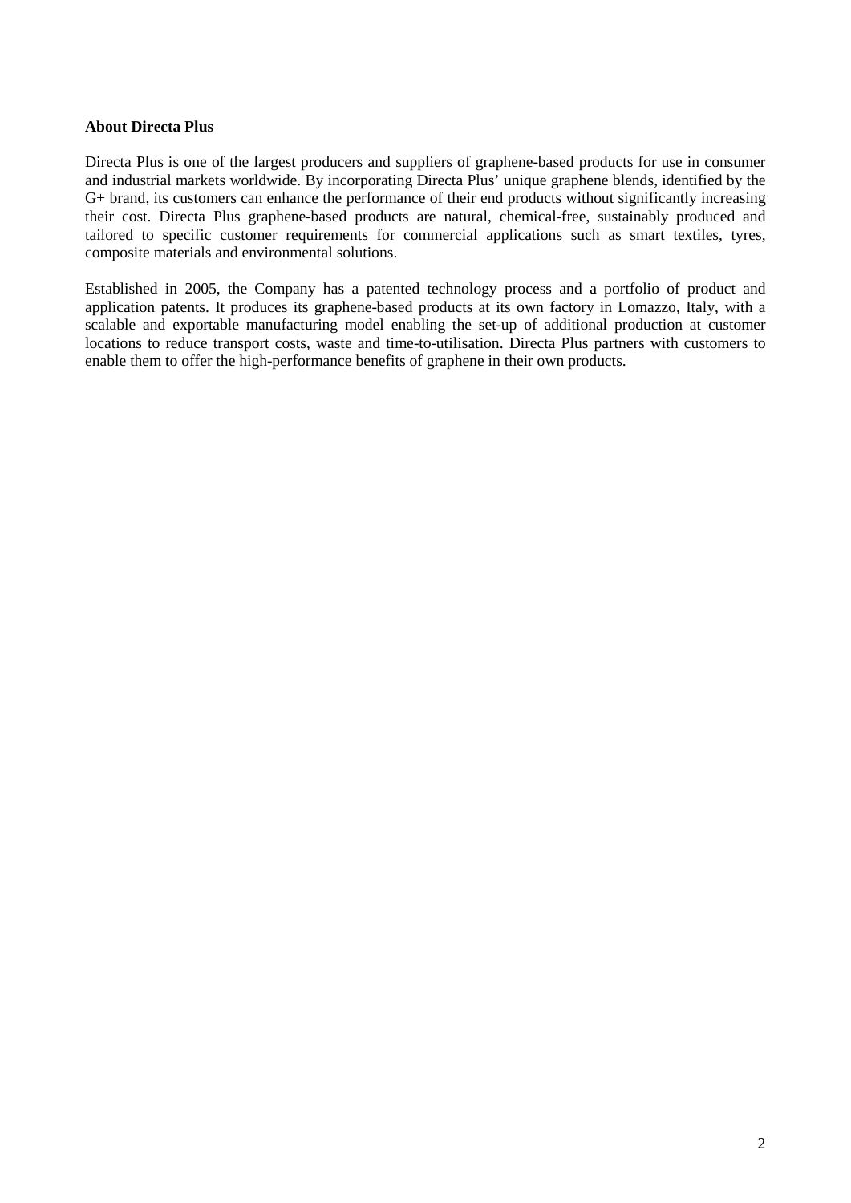**About Directa Plus**

Directa Plus is one of the largest producers and suppliers of graphene-based products for use in consumer and industrial markets worldwide. By incorporating Directa Plus' unique graphene blends, identified by the G+ brand, its customers can enhance the performance of their end products without significantly increasing their cost. Directa Plus graphene-based products are natural, chemical-free, sustainably produced and tailored to specific customer requirements for commercial applications such as smart textiles, tyres, composite materials and environmental solutions.

Established in 2005, the Company has a patented technology process and a portfolio of product and application patents. It produces its graphene-based products at its own factory in Lomazzo, Italy, with a scalable and exportable manufacturing model enabling the set-up of additional production at customer locations to reduce transport costs, waste and time-to-utilisation. Directa Plus partners with customers to enable them to offer the high-performance benefits of graphene in their own products.